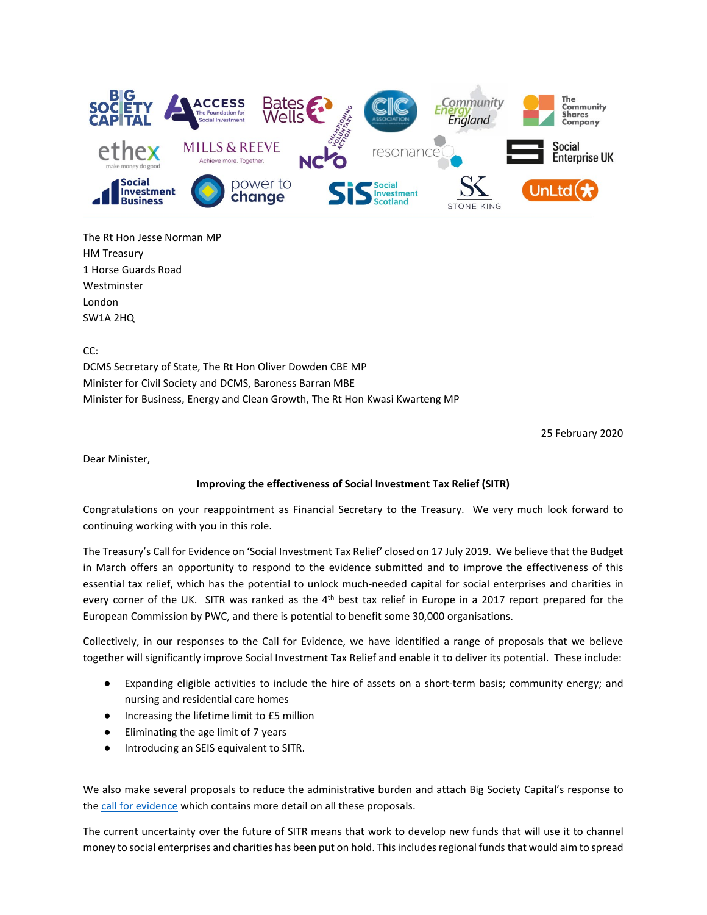The Rt Hon Jesse Norman MP
HM Treasury
1 Horse Guards Road
Westminster
London
SW1A 2HQ

CC:
DCMS Secretary of State, The Rt Hon Oliver Dowden CBE MP
Minister for Civil Society and DCMS, Baroness Barran MBE
Minister for Business, Energy and Clean Growth, The Rt Hon Kwasi Kwarteng MP

25 February 2020

Dear Minister,

**Improving the effectiveness of Social Investment Tax Relief (SITR)**

Congratulations on your reappointment as Financial Secretary to the Treasury. We very much look forward to continuing working with you in this role.

The Treasury's Call for Evidence on 'Social Investment Tax Relief' closed on 17 July 2019. We believe that the Budget in March offers an opportunity to respond to the evidence submitted and to improve the effectiveness of this essential tax relief, which has the potential to unlock much-needed capital for social enterprises and charities in every corner of the UK. SITR was ranked as the 4th best tax relief in Europe in a 2017 report prepared for the European Commission by PWC, and there is potential to benefit some 30,000 organisations.

Collectively, in our responses to the Call for Evidence, we have identified a range of proposals that we believe together will significantly improve Social Investment Tax Relief and enable it to deliver its potential. These include:

- Expanding eligible activities to include the hire of assets on a short-term basis; community energy; and nursing and residential care homes
- Increasing the lifetime limit to £5 million
- Eliminating the age limit of 7 years
- Introducing an SEIS equivalent to SITR.

We also make several proposals to reduce the administrative burden and attach Big Society Capital's response to the call for evidence which contains more detail on all these proposals.

The current uncertainty over the future of SITR means that work to develop new funds that will use it to channel money to social enterprises and charities has been put on hold. This includes regional funds that would aim to spread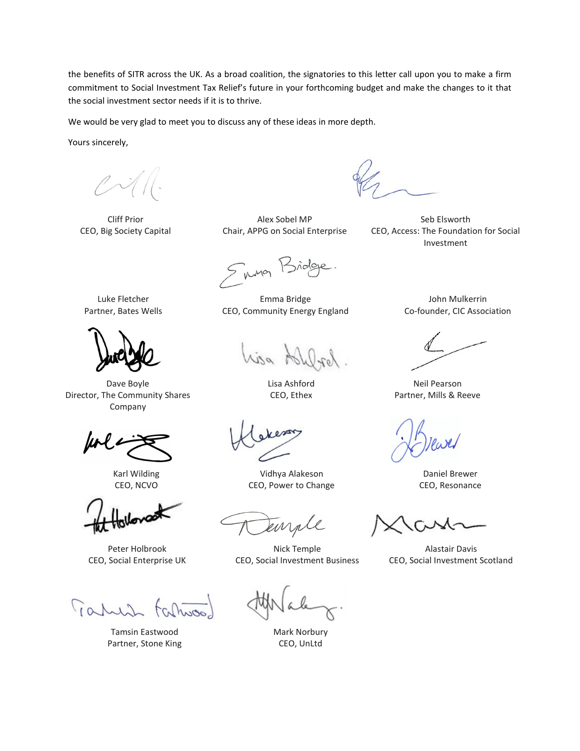the benefits of SITR across the UK. As a broad coalition, the signatories to this letter call upon you to make a firm commitment to Social Investment Tax Relief's future in your forthcoming budget and make the changes to it that the social investment sector needs if it is to thrive.

We would be very glad to meet you to discuss any of these ideas in more depth.

Yours sincerely,

Cliff Prior
CEO, Big Society Capital

Alex Sobel MP
Chair, APPG on Social Enterprise

Seb Elsworth
CEO, Access: The Foundation for Social Investment

Luke Fletcher
Partner, Bates Wells

Emma Bridge
CEO, Community Energy England

John Mulkerrin
Co-founder, CIC Association

Dave Boyle
Director, The Community Shares Company

Lisa Ashford
CEO, Ethex

Neil Pearson
Partner, Mills & Reeve

Karl Wilding
CEO, NCVO

Vidhya Alakeson
CEO, Power to Change

Daniel Brewer
CEO, Resonance

Peter Holbrook
CEO, Social Enterprise UK

Nick Temple
CEO, Social Investment Business

Alastair Davis
CEO, Social Investment Scotland

Tamsin Eastwood
Partner, Stone King

Mark Norbury
CEO, UnLtd